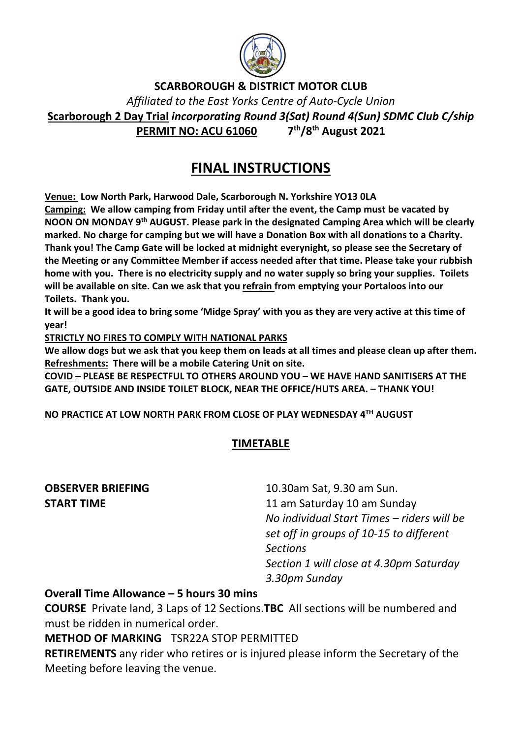**SCARBOROUGH & DISTRICT MOTOR CLUB**

*Affiliated to the East Yorks Centre of Auto-Cycle Union*

**Scarborough 2 Day Trial** ***incorporating Round 3(Sat) Round 4(Sun) SDMC Club C/ship***

**PERMIT NO: ACU 61060 7th/8th August 2021**

# FINAL INSTRUCTIONS

**Venue: Low North Park, Harwood Dale, Scarborough N. Yorkshire YO13 0LA**

**Camping: We allow camping from Friday until after the event, the Camp must be vacated by NOON ON MONDAY 9th AUGUST. Please park in the designated Camping Area which will be clearly marked. No charge for camping but we will have a Donation Box with all donations to a Charity. Thank you! The Camp Gate will be locked at midnight everynight, so please see the Secretary of the Meeting or any Committee Member if access needed after that time. Please take your rubbish home with you. There is no electricity supply and no water supply so bring your supplies. Toilets will be available on site. Can we ask that you refrain from emptying your Portaloos into our Toilets. Thank you.**

**It will be a good idea to bring some 'Midge Spray' with you as they are very active at this time of year!**

**STRICTLY NO FIRES TO COMPLY WITH NATIONAL PARKS**

**We allow dogs but we ask that you keep them on leads at all times and please clean up after them.**

**Refreshments: There will be a mobile Catering Unit on site.**

**COVID – PLEASE BE RESPECTFUL TO OTHERS AROUND YOU – WE HAVE HAND SANITISERS AT THE GATE, OUTSIDE AND INSIDE TOILET BLOCK, NEAR THE OFFICE/HUTS AREA. – THANK YOU!**

**NO PRACTICE AT LOW NORTH PARK FROM CLOSE OF PLAY WEDNESDAY 4TH AUGUST**

## TIMETABLE

**OBSERVER BRIEFING** 10.30am Sat, 9.30 am Sun.

**START TIME** 11 am Saturday 10 am Sunday

*No individual Start Times – riders will be set off in groups of 10-15 to different Sections*

*Section 1 will close at 4.30pm Saturday 3.30pm Sunday*

**Overall Time Allowance – 5 hours 30 mins**

**COURSE** Private land, 3 Laps of 12 Sections.**TBC** All sections will be numbered and must be ridden in numerical order.

**METHOD OF MARKING** TSR22A STOP PERMITTED

**RETIREMENTS** any rider who retires or is injured please inform the Secretary of the Meeting before leaving the venue.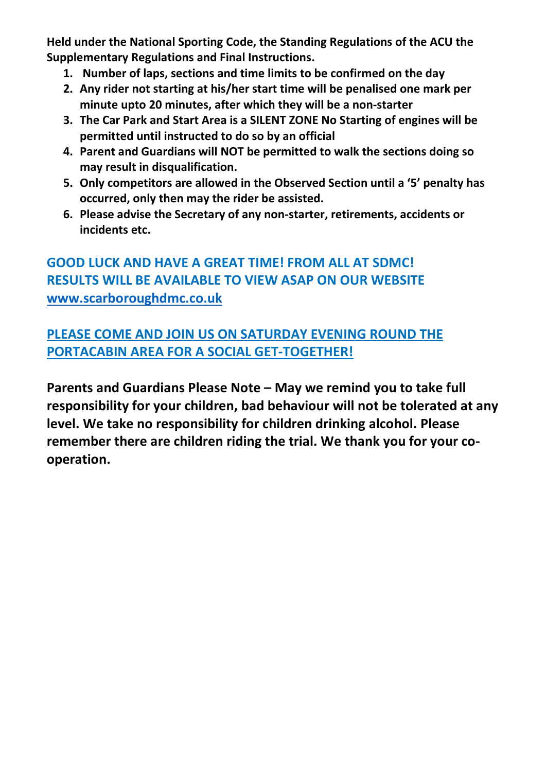**Held under the National Sporting Code, the Standing Regulations of the ACU the Supplementary Regulations and Final Instructions.**

1. **Number of laps, sections and time limits to be confirmed on the day**
2. **Any rider not starting at his/her start time will be penalised one mark per minute upto 20 minutes, after which they will be a non-starter**
3. **The Car Park and Start Area is a SILENT ZONE No Starting of engines will be permitted until instructed to do so by an official**
4. **Parent and Guardians will NOT be permitted to walk the sections doing so may result in disqualification.**
5. **Only competitors are allowed in the Observed Section until a '5' penalty has occurred, only then may the rider be assisted.**
6. **Please advise the Secretary of any non-starter, retirements, accidents or incidents etc.**

**GOOD LUCK AND HAVE A GREAT TIME! FROM ALL AT SDMC!**
**RESULTS WILL BE AVAILABLE TO VIEW ASAP ON OUR WEBSITE**
**www.scarboroughdmc.co.uk**

**PLEASE COME AND JOIN US ON SATURDAY EVENING ROUND THE PORTACABIN AREA FOR A SOCIAL GET-TOGETHER!**

**Parents and Guardians Please Note – May we remind you to take full responsibility for your children, bad behaviour will not be tolerated at any level. We take no responsibility for children drinking alcohol. Please remember there are children riding the trial. We thank you for your co-operation.**